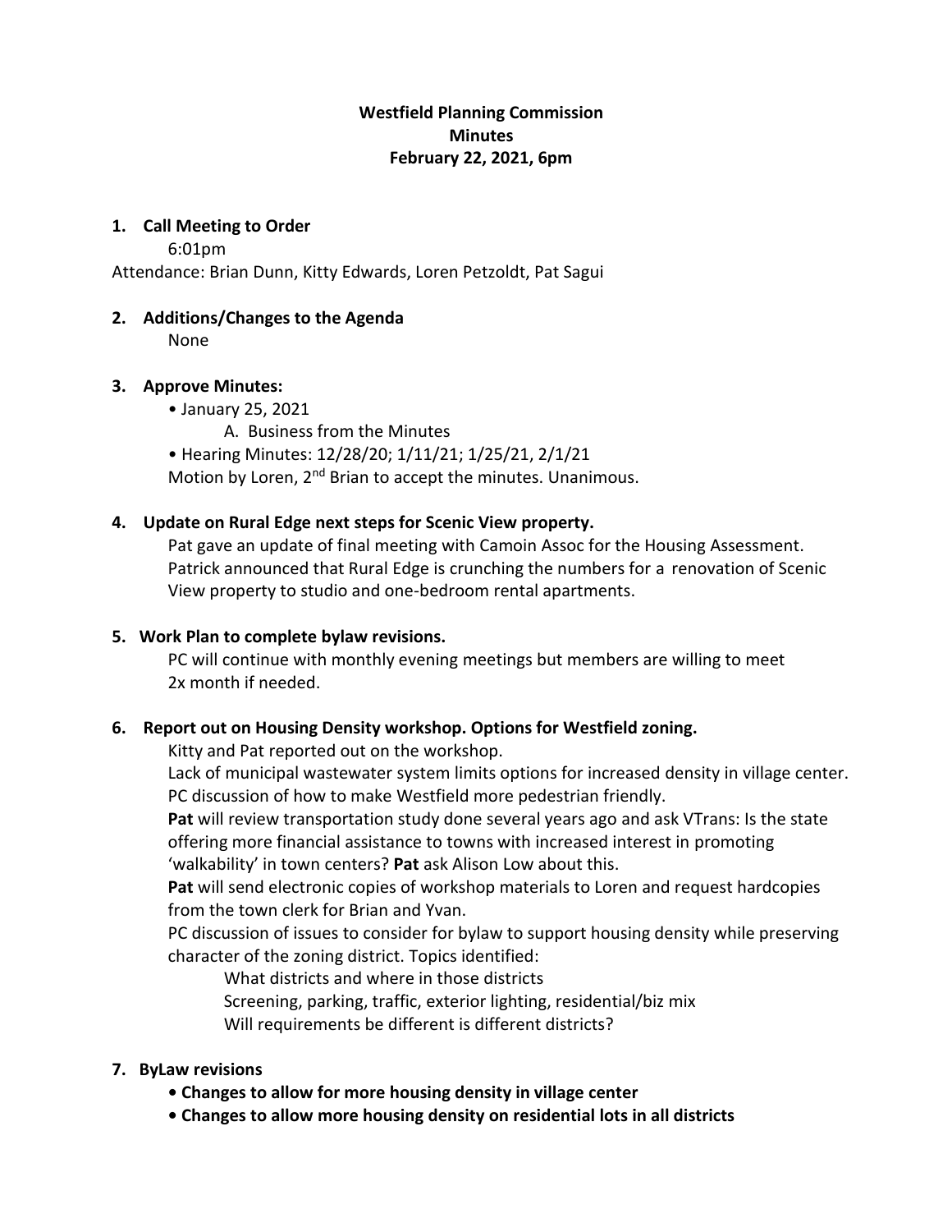**Westfield Planning Commission**
**Minutes**
**February 22, 2021, 6pm**

**1. Call Meeting to Order**

6:01pm

Attendance: Brian Dunn, Kitty Edwards, Loren Petzoldt, Pat Sagui

**2. Additions/Changes to the Agenda**

None

**3. Approve Minutes:**

- January 25, 2021
  - A. Business from the Minutes
- Hearing Minutes: 12/28/20; 1/11/21; 1/25/21, 2/1/21

Motion by Loren, 2nd Brian to accept the minutes. Unanimous.

**4. Update on Rural Edge next steps for Scenic View property.**

Pat gave an update of final meeting with Camoin Assoc for the Housing Assessment. Patrick announced that Rural Edge is crunching the numbers for a renovation of Scenic View property to studio and one-bedroom rental apartments.

**5. Work Plan to complete bylaw revisions.**

PC will continue with monthly evening meetings but members are willing to meet 2x month if needed.

**6. Report out on Housing Density workshop. Options for Westfield zoning.**

Kitty and Pat reported out on the workshop.

Lack of municipal wastewater system limits options for increased density in village center.

PC discussion of how to make Westfield more pedestrian friendly.

**Pat** will review transportation study done several years ago and ask VTrans: Is the state offering more financial assistance to towns with increased interest in promoting 'walkability' in town centers? **Pat** ask Alison Low about this.

**Pat** will send electronic copies of workshop materials to Loren and request hardcopies from the town clerk for Brian and Yvan.

PC discussion of issues to consider for bylaw to support housing density while preserving character of the zoning district. Topics identified:

What districts and where in those districts

Screening, parking, traffic, exterior lighting, residential/biz mix

Will requirements be different is different districts?

**7. ByLaw revisions**

- **Changes to allow for more housing density in village center**
- **Changes to allow more housing density on residential lots in all districts**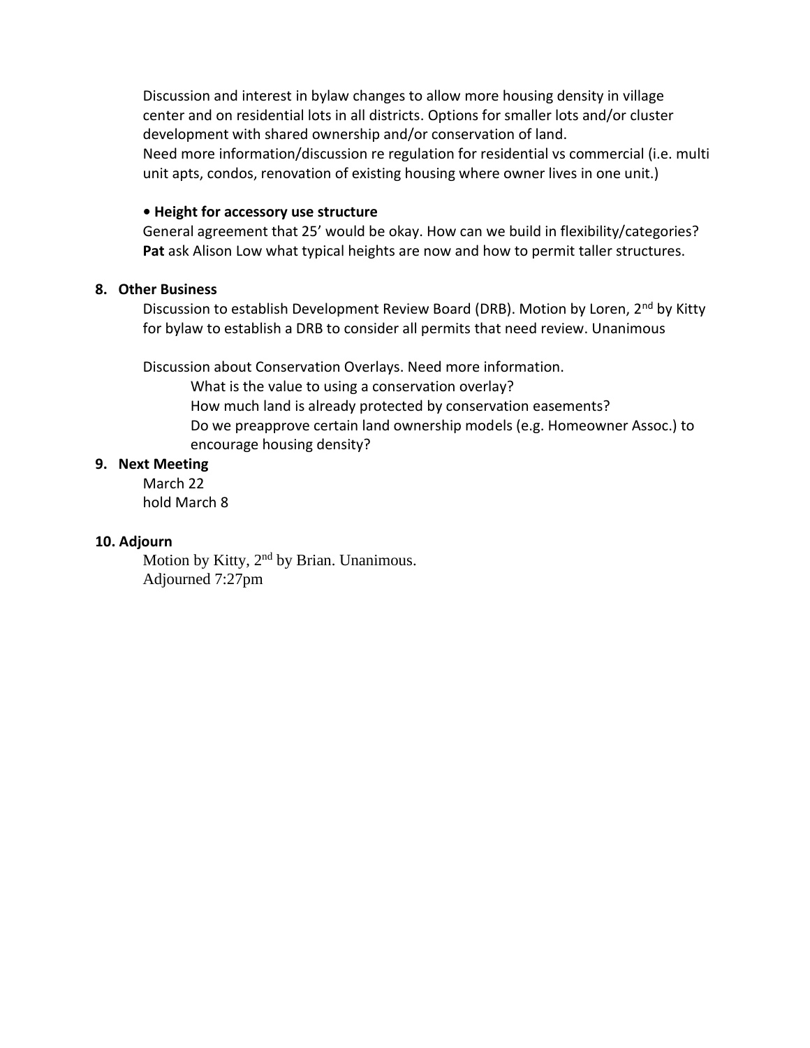Discussion and interest in bylaw changes to allow more housing density in village center and on residential lots in all districts. Options for smaller lots and/or cluster development with shared ownership and/or conservation of land.
Need more information/discussion re regulation for residential vs commercial (i.e. multi unit apts, condos, renovation of existing housing where owner lives in one unit.)

**• Height for accessory use structure**
General agreement that 25' would be okay. How can we build in flexibility/categories?
**Pat** ask Alison Low what typical heights are now and how to permit taller structures.

**8. Other Business**

Discussion to establish Development Review Board (DRB). Motion by Loren, 2nd by Kitty for bylaw to establish a DRB to consider all permits that need review. Unanimous

Discussion about Conservation Overlays. Need more information.

- What is the value to using a conservation overlay?
- How much land is already protected by conservation easements?
- Do we preapprove certain land ownership models (e.g. Homeowner Assoc.) to encourage housing density?

**9. Next Meeting**

March 22
hold March 8

**10. Adjourn**

Motion by Kitty, 2nd by Brian. Unanimous.
Adjourned 7:27pm